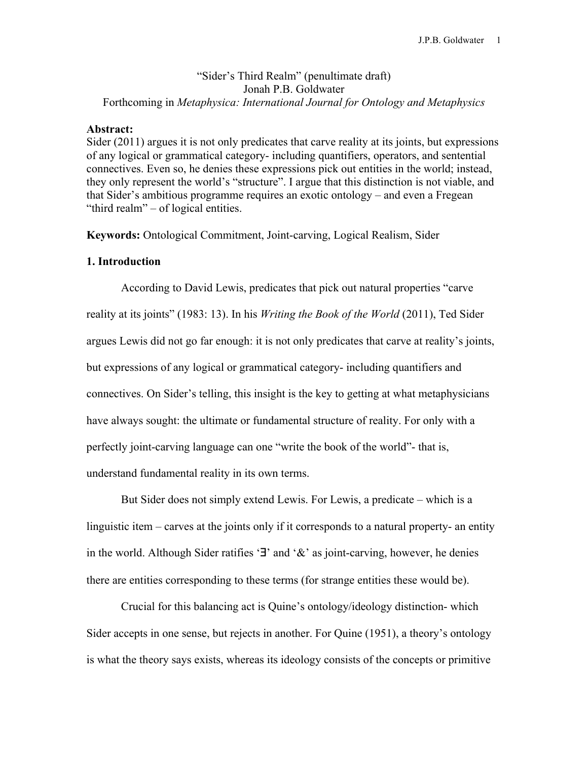“Sider’s Third Realm” (penultimate draft)
Jonah P.B. Goldwater
Forthcoming in *Metaphysica: International Journal for Ontology and Metaphysics*

**Abstract:**
Sider (2011) argues it is not only predicates that carve reality at its joints, but expressions of any logical or grammatical category- including quantifiers, operators, and sentential connectives. Even so, he denies these expressions pick out entities in the world; instead, they only represent the world’s “structure”. I argue that this distinction is not viable, and that Sider’s ambitious programme requires an exotic ontology – and even a Fregean “third realm” – of logical entities.

**Keywords:** Ontological Commitment, Joint-carving, Logical Realism, Sider

## 1. Introduction

According to David Lewis, predicates that pick out natural properties “carve reality at its joints” (1983: 13). In his *Writing the Book of the World* (2011), Ted Sider argues Lewis did not go far enough: it is not only predicates that carve at reality’s joints, but expressions of any logical or grammatical category- including quantifiers and connectives. On Sider’s telling, this insight is the key to getting at what metaphysicians have always sought: the ultimate or fundamental structure of reality. For only with a perfectly joint-carving language can one “write the book of the world”- that is, understand fundamental reality in its own terms.

But Sider does not simply extend Lewis. For Lewis, a predicate – which is a linguistic item – carves at the joints only if it corresponds to a natural property- an entity in the world. Although Sider ratifies ‘∃’ and ‘&’ as joint-carving, however, he denies there are entities corresponding to these terms (for strange entities these would be).

Crucial for this balancing act is Quine’s ontology/ideology distinction- which Sider accepts in one sense, but rejects in another. For Quine (1951), a theory’s ontology is what the theory says exists, whereas its ideology consists of the concepts or primitive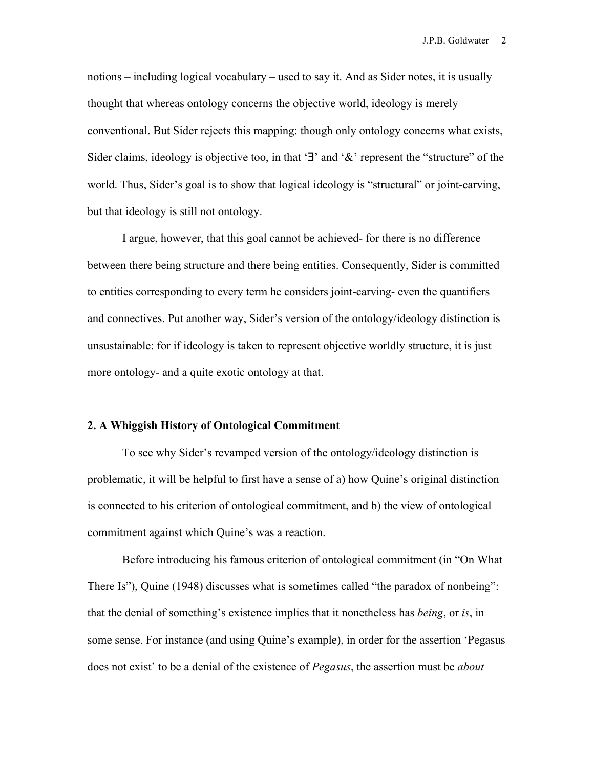notions – including logical vocabulary – used to say it. And as Sider notes, it is usually thought that whereas ontology concerns the objective world, ideology is merely conventional. But Sider rejects this mapping: though only ontology concerns what exists, Sider claims, ideology is objective too, in that '∃' and '&' represent the "structure" of the world. Thus, Sider's goal is to show that logical ideology is "structural" or joint-carving, but that ideology is still not ontology.

I argue, however, that this goal cannot be achieved- for there is no difference between there being structure and there being entities. Consequently, Sider is committed to entities corresponding to every term he considers joint-carving- even the quantifiers and connectives. Put another way, Sider's version of the ontology/ideology distinction is unsustainable: for if ideology is taken to represent objective worldly structure, it is just more ontology- and a quite exotic ontology at that.

## 2. A Whiggish History of Ontological Commitment

To see why Sider's revamped version of the ontology/ideology distinction is problematic, it will be helpful to first have a sense of a) how Quine's original distinction is connected to his criterion of ontological commitment, and b) the view of ontological commitment against which Quine's was a reaction.

Before introducing his famous criterion of ontological commitment (in "On What There Is"), Quine (1948) discusses what is sometimes called "the paradox of nonbeing": that the denial of something's existence implies that it nonetheless has *being*, or *is*, in some sense. For instance (and using Quine's example), in order for the assertion 'Pegasus does not exist' to be a denial of the existence of *Pegasus*, the assertion must be *about*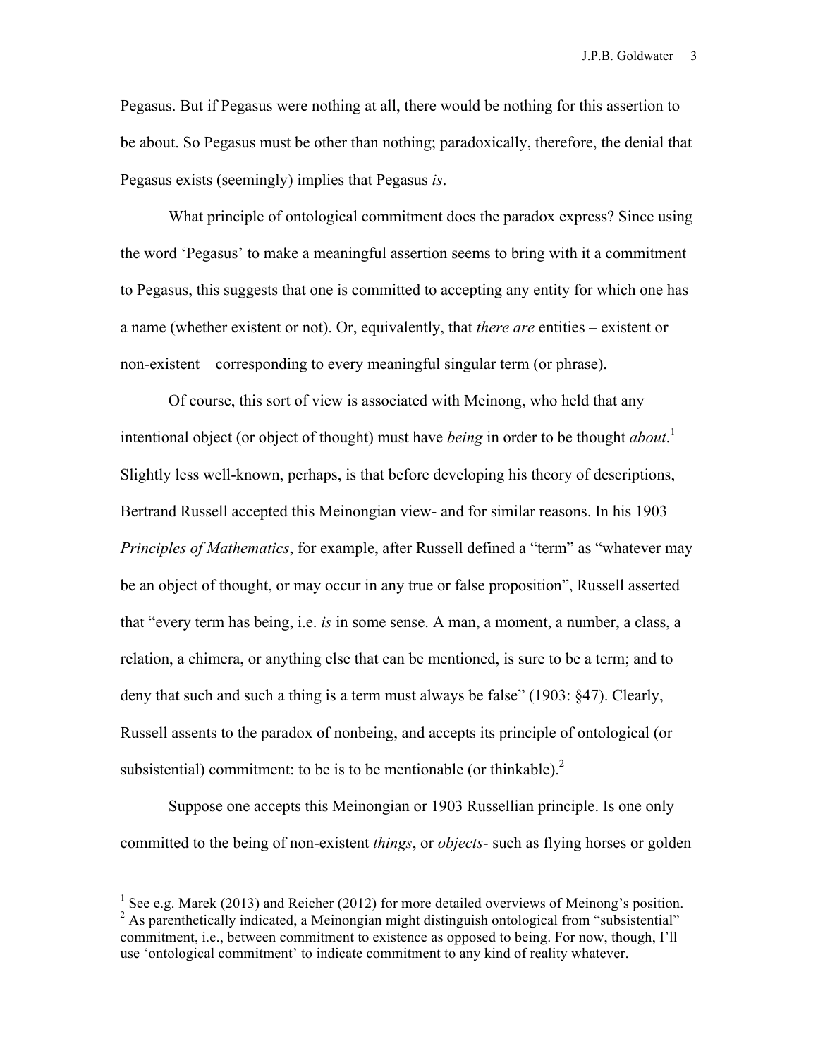Pegasus. But if Pegasus were nothing at all, there would be nothing for this assertion to be about. So Pegasus must be other than nothing; paradoxically, therefore, the denial that Pegasus exists (seemingly) implies that Pegasus *is*.

What principle of ontological commitment does the paradox express? Since using the word 'Pegasus' to make a meaningful assertion seems to bring with it a commitment to Pegasus, this suggests that one is committed to accepting any entity for which one has a name (whether existent or not). Or, equivalently, that *there are* entities – existent or non-existent – corresponding to every meaningful singular term (or phrase).

Of course, this sort of view is associated with Meinong, who held that any intentional object (or object of thought) must have *being* in order to be thought *about*.[1] Slightly less well-known, perhaps, is that before developing his theory of descriptions, Bertrand Russell accepted this Meinongian view- and for similar reasons. In his 1903 *Principles of Mathematics*, for example, after Russell defined a "term" as "whatever may be an object of thought, or may occur in any true or false proposition", Russell asserted that "every term has being, i.e. *is* in some sense. A man, a moment, a number, a class, a relation, a chimera, or anything else that can be mentioned, is sure to be a term; and to deny that such and such a thing is a term must always be false" (1903: §47). Clearly, Russell assents to the paradox of nonbeing, and accepts its principle of ontological (or subsistential) commitment: to be is to be mentionable (or thinkable).[2]

Suppose one accepts this Meinongian or 1903 Russellian principle. Is one only committed to the being of non-existent *things*, or *objects*- such as flying horses or golden

[1] See e.g. Marek (2013) and Reicher (2012) for more detailed overviews of Meinong's position.

[2] As parenthetically indicated, a Meinongian might distinguish ontological from "subsistential" commitment, i.e., between commitment to existence as opposed to being. For now, though, I'll use 'ontological commitment' to indicate commitment to any kind of reality whatever.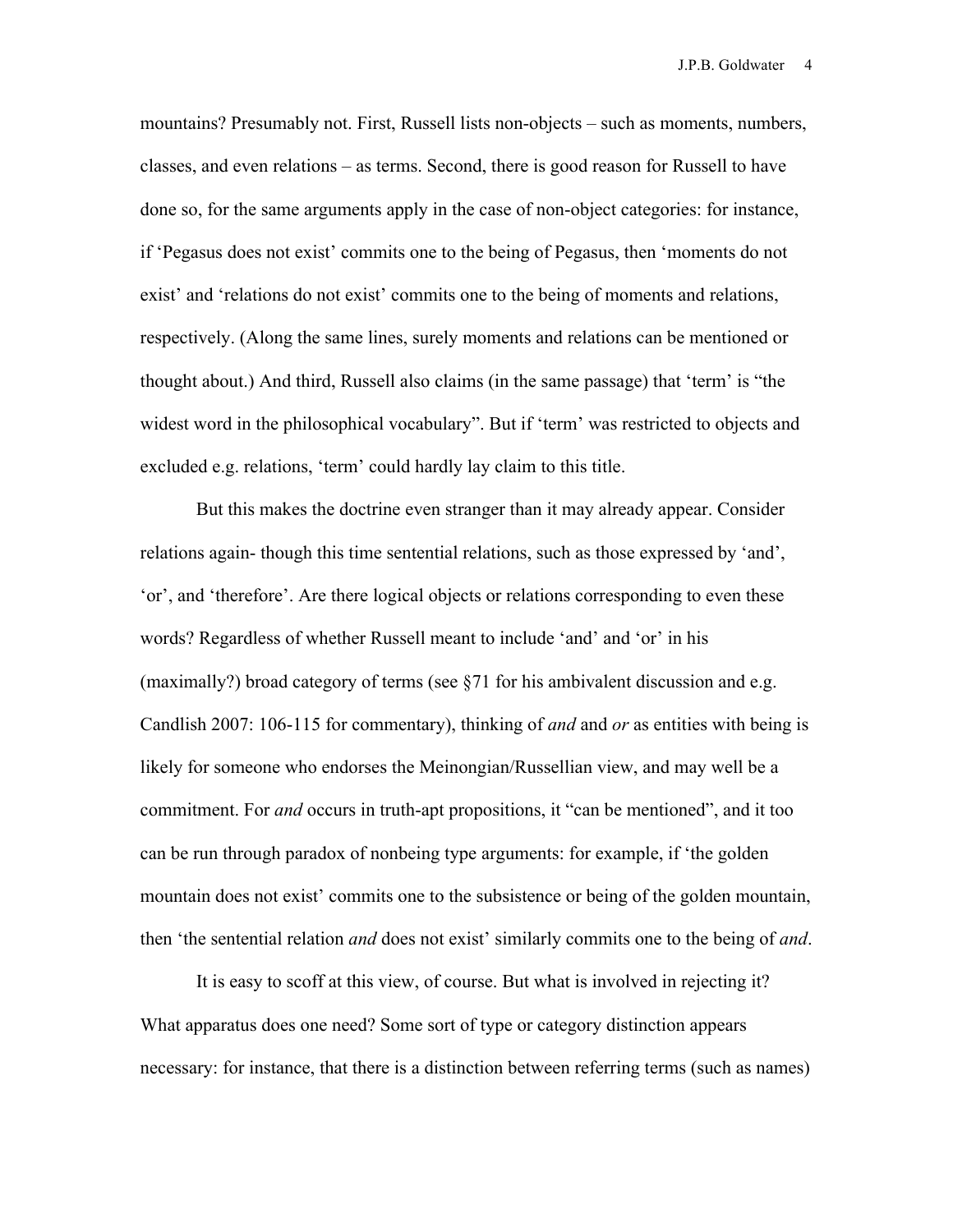mountains? Presumably not. First, Russell lists non-objects – such as moments, numbers, classes, and even relations – as terms. Second, there is good reason for Russell to have done so, for the same arguments apply in the case of non-object categories: for instance, if 'Pegasus does not exist' commits one to the being of Pegasus, then 'moments do not exist' and 'relations do not exist' commits one to the being of moments and relations, respectively. (Along the same lines, surely moments and relations can be mentioned or thought about.) And third, Russell also claims (in the same passage) that 'term' is "the widest word in the philosophical vocabulary". But if 'term' was restricted to objects and excluded e.g. relations, 'term' could hardly lay claim to this title.

But this makes the doctrine even stranger than it may already appear. Consider relations again- though this time sentential relations, such as those expressed by 'and', 'or', and 'therefore'. Are there logical objects or relations corresponding to even these words? Regardless of whether Russell meant to include 'and' and 'or' in his (maximally?) broad category of terms (see §71 for his ambivalent discussion and e.g. Candlish 2007: 106-115 for commentary), thinking of *and* and *or* as entities with being is likely for someone who endorses the Meinongian/Russellian view, and may well be a commitment. For *and* occurs in truth-apt propositions, it "can be mentioned", and it too can be run through paradox of nonbeing type arguments: for example, if 'the golden mountain does not exist' commits one to the subsistence or being of the golden mountain, then 'the sentential relation *and* does not exist' similarly commits one to the being of *and*.

It is easy to scoff at this view, of course. But what is involved in rejecting it? What apparatus does one need? Some sort of type or category distinction appears necessary: for instance, that there is a distinction between referring terms (such as names)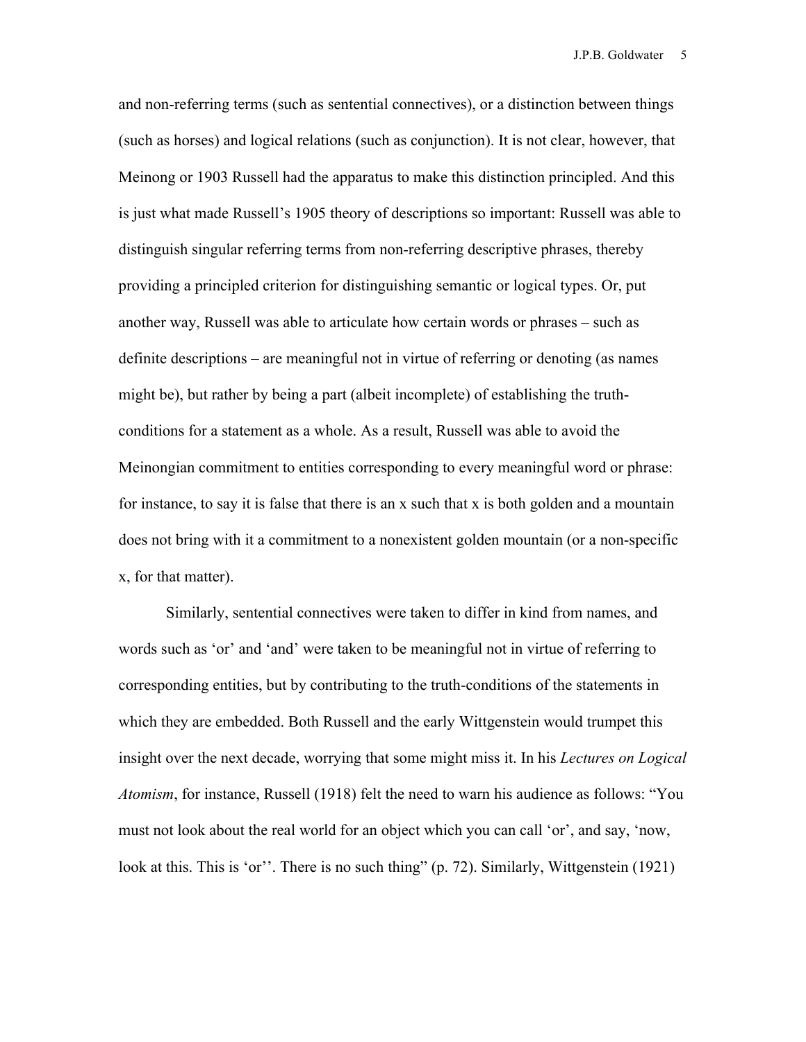and non-referring terms (such as sentential connectives), or a distinction between things (such as horses) and logical relations (such as conjunction). It is not clear, however, that Meinong or 1903 Russell had the apparatus to make this distinction principled. And this is just what made Russell's 1905 theory of descriptions so important: Russell was able to distinguish singular referring terms from non-referring descriptive phrases, thereby providing a principled criterion for distinguishing semantic or logical types. Or, put another way, Russell was able to articulate how certain words or phrases – such as definite descriptions – are meaningful not in virtue of referring or denoting (as names might be), but rather by being a part (albeit incomplete) of establishing the truth-conditions for a statement as a whole. As a result, Russell was able to avoid the Meinongian commitment to entities corresponding to every meaningful word or phrase: for instance, to say it is false that there is an x such that x is both golden and a mountain does not bring with it a commitment to a nonexistent golden mountain (or a non-specific x, for that matter).

Similarly, sentential connectives were taken to differ in kind from names, and words such as 'or' and 'and' were taken to be meaningful not in virtue of referring to corresponding entities, but by contributing to the truth-conditions of the statements in which they are embedded. Both Russell and the early Wittgenstein would trumpet this insight over the next decade, worrying that some might miss it. In his *Lectures on Logical Atomism*, for instance, Russell (1918) felt the need to warn his audience as follows: "You must not look about the real world for an object which you can call 'or', and say, 'now, look at this. This is 'or''. There is no such thing" (p. 72). Similarly, Wittgenstein (1921)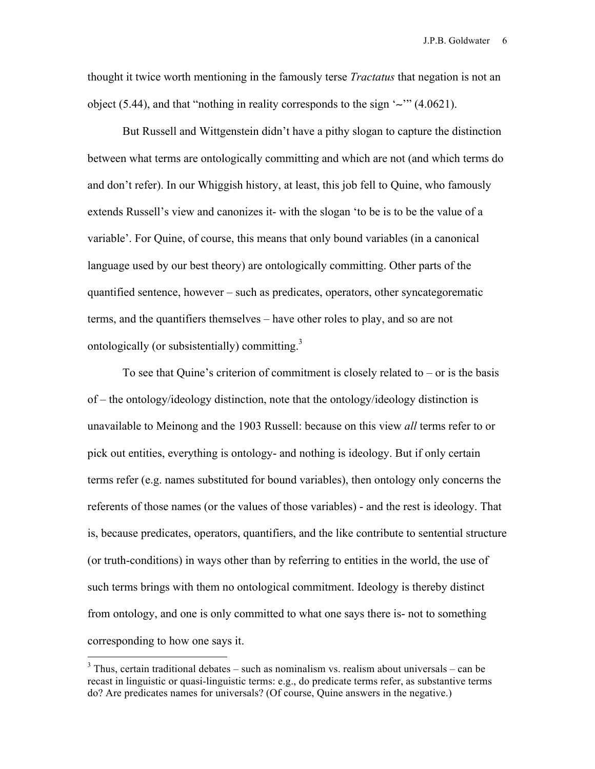thought it twice worth mentioning in the famously terse *Tractatus* that negation is not an object (5.44), and that "nothing in reality corresponds to the sign '~'" (4.0621).

But Russell and Wittgenstein didn't have a pithy slogan to capture the distinction between what terms are ontologically committing and which are not (and which terms do and don't refer). In our Whiggish history, at least, this job fell to Quine, who famously extends Russell's view and canonizes it- with the slogan 'to be is to be the value of a variable'. For Quine, of course, this means that only bound variables (in a canonical language used by our best theory) are ontologically committing. Other parts of the quantified sentence, however – such as predicates, operators, other syncategorematic terms, and the quantifiers themselves – have other roles to play, and so are not ontologically (or subsistentially) committing.[3]

To see that Quine's criterion of commitment is closely related to – or is the basis of – the ontology/ideology distinction, note that the ontology/ideology distinction is unavailable to Meinong and the 1903 Russell: because on this view *all* terms refer to or pick out entities, everything is ontology- and nothing is ideology. But if only certain terms refer (e.g. names substituted for bound variables), then ontology only concerns the referents of those names (or the values of those variables) - and the rest is ideology. That is, because predicates, operators, quantifiers, and the like contribute to sentential structure (or truth-conditions) in ways other than by referring to entities in the world, the use of such terms brings with them no ontological commitment. Ideology is thereby distinct from ontology, and one is only committed to what one says there is- not to something corresponding to how one says it.

[3] Thus, certain traditional debates – such as nominalism vs. realism about universals – can be recast in linguistic or quasi-linguistic terms: e.g., do predicate terms refer, as substantive terms do? Are predicates names for universals? (Of course, Quine answers in the negative.)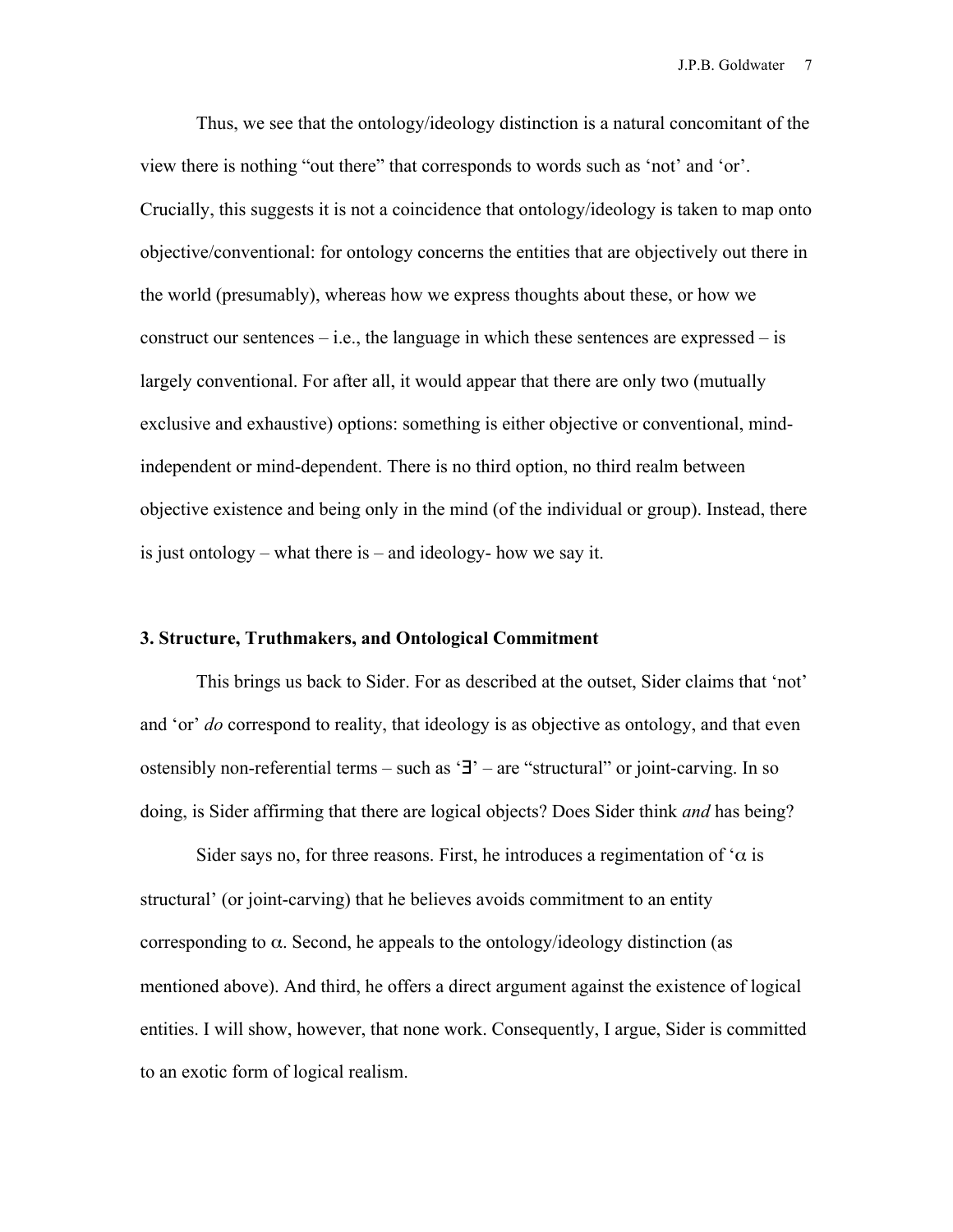Thus, we see that the ontology/ideology distinction is a natural concomitant of the view there is nothing "out there" that corresponds to words such as 'not' and 'or'. Crucially, this suggests it is not a coincidence that ontology/ideology is taken to map onto objective/conventional: for ontology concerns the entities that are objectively out there in the world (presumably), whereas how we express thoughts about these, or how we construct our sentences – i.e., the language in which these sentences are expressed – is largely conventional. For after all, it would appear that there are only two (mutually exclusive and exhaustive) options: something is either objective or conventional, mind-independent or mind-dependent. There is no third option, no third realm between objective existence and being only in the mind (of the individual or group). Instead, there is just ontology – what there is – and ideology- how we say it.

## 3. Structure, Truthmakers, and Ontological Commitment

This brings us back to Sider. For as described at the outset, Sider claims that 'not' and 'or' *do* correspond to reality, that ideology is as objective as ontology, and that even ostensibly non-referential terms – such as '∃' – are "structural" or joint-carving. In so doing, is Sider affirming that there are logical objects? Does Sider think *and* has being?

Sider says no, for three reasons. First, he introduces a regimentation of '$\alpha$ is structural' (or joint-carving) that he believes avoids commitment to an entity corresponding to $\alpha$. Second, he appeals to the ontology/ideology distinction (as mentioned above). And third, he offers a direct argument against the existence of logical entities. I will show, however, that none work. Consequently, I argue, Sider is committed to an exotic form of logical realism.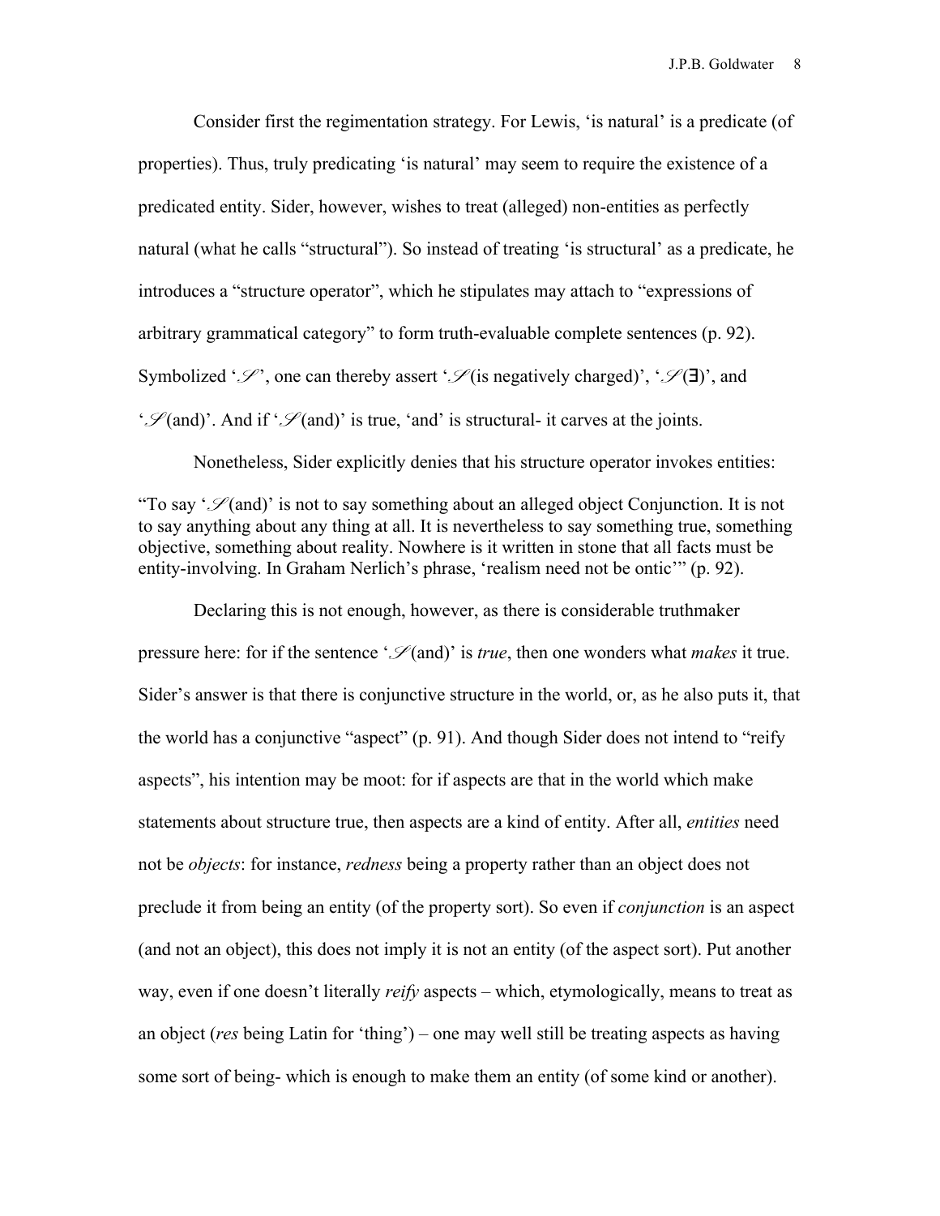Consider first the regimentation strategy. For Lewis, 'is natural' is a predicate (of properties). Thus, truly predicating 'is natural' may seem to require the existence of a predicated entity. Sider, however, wishes to treat (alleged) non-entities as perfectly natural (what he calls "structural"). So instead of treating 'is structural' as a predicate, he introduces a "structure operator", which he stipulates may attach to "expressions of arbitrary grammatical category" to form truth-evaluable complete sentences (p. 92). Symbolized '$\mathscr{S}$', one can thereby assert '$\mathscr{S}$(is negatively charged)', '$\mathscr{S}$(∃)', and '$\mathscr{S}$(and)'. And if '$\mathscr{S}$(and)' is true, 'and' is structural- it carves at the joints.

Nonetheless, Sider explicitly denies that his structure operator invokes entities:

"To say '$\mathscr{S}$(and)' is not to say something about an alleged object Conjunction. It is not to say anything about any thing at all. It is nevertheless to say something true, something objective, something about reality. Nowhere is it written in stone that all facts must be entity-involving. In Graham Nerlich's phrase, 'realism need not be ontic'" (p. 92).

Declaring this is not enough, however, as there is considerable truthmaker pressure here: for if the sentence '$\mathscr{S}$(and)' is *true*, then one wonders what *makes* it true. Sider's answer is that there is conjunctive structure in the world, or, as he also puts it, that the world has a conjunctive "aspect" (p. 91). And though Sider does not intend to "reify aspects", his intention may be moot: for if aspects are that in the world which make statements about structure true, then aspects are a kind of entity. After all, *entities* need not be *objects*: for instance, *redness* being a property rather than an object does not preclude it from being an entity (of the property sort). So even if *conjunction* is an aspect (and not an object), this does not imply it is not an entity (of the aspect sort). Put another way, even if one doesn't literally *reify* aspects – which, etymologically, means to treat as an object (*res* being Latin for 'thing') – one may well still be treating aspects as having some sort of being- which is enough to make them an entity (of some kind or another).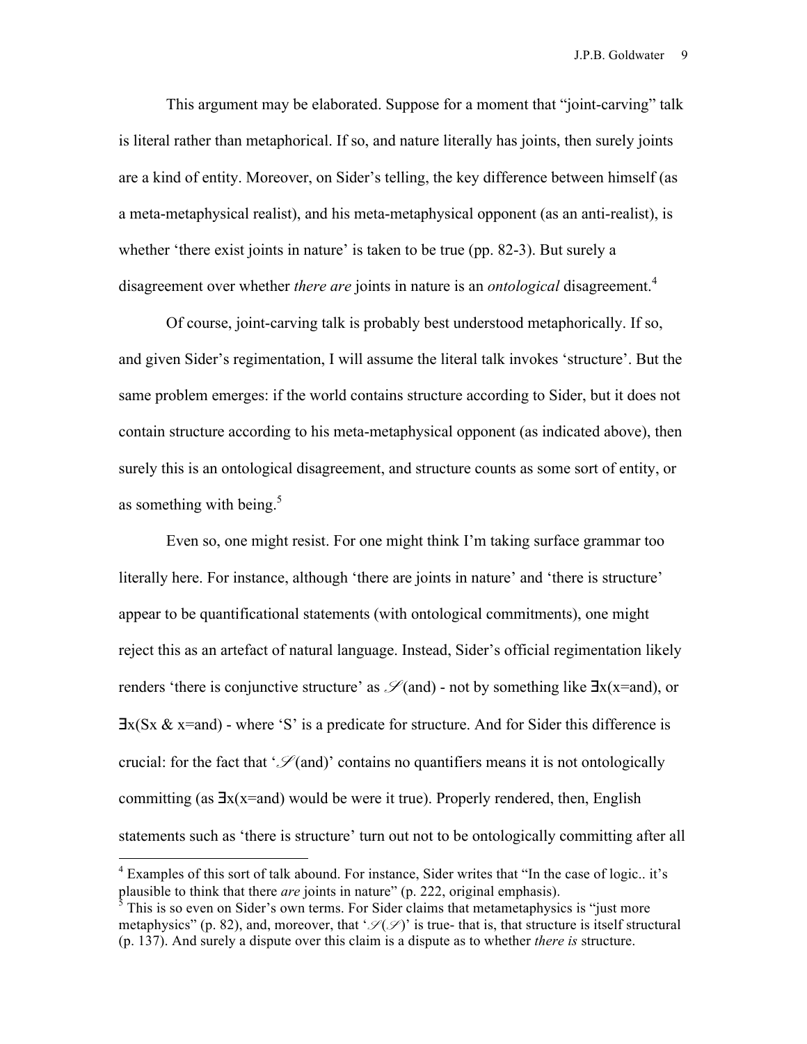This argument may be elaborated. Suppose for a moment that "joint-carving" talk is literal rather than metaphorical. If so, and nature literally has joints, then surely joints are a kind of entity. Moreover, on Sider's telling, the key difference between himself (as a meta-metaphysical realist), and his meta-metaphysical opponent (as an anti-realist), is whether 'there exist joints in nature' is taken to be true (pp. 82-3). But surely a disagreement over whether *there are* joints in nature is an *ontological* disagreement.[4]

Of course, joint-carving talk is probably best understood metaphorically. If so, and given Sider's regimentation, I will assume the literal talk invokes 'structure'. But the same problem emerges: if the world contains structure according to Sider, but it does not contain structure according to his meta-metaphysical opponent (as indicated above), then surely this is an ontological disagreement, and structure counts as some sort of entity, or as something with being.[5]

Even so, one might resist. For one might think I'm taking surface grammar too literally here. For instance, although 'there are joints in nature' and 'there is structure' appear to be quantificational statements (with ontological commitments), one might reject this as an artefact of natural language. Instead, Sider's official regimentation likely renders 'there is conjunctive structure' as $\mathscr{S}$(and) - not by something like ∃x(x=and), or ∃x(Sx & x=and) - where 'S' is a predicate for structure. And for Sider this difference is crucial: for the fact that '$\mathscr{S}$(and)' contains no quantifiers means it is not ontologically committing (as ∃x(x=and) would be were it true). Properly rendered, then, English statements such as 'there is structure' turn out not to be ontologically committing after all

[4] Examples of this sort of talk abound. For instance, Sider writes that "In the case of logic.. it's plausible to think that there *are* joints in nature" (p. 222, original emphasis).

[5] This is so even on Sider's own terms. For Sider claims that metametaphysics is "just more metaphysics" (p. 82), and, moreover, that '$\mathscr{S}(\mathscr{S})$' is true- that is, that structure is itself structural (p. 137). And surely a dispute over this claim is a dispute as to whether *there is* structure.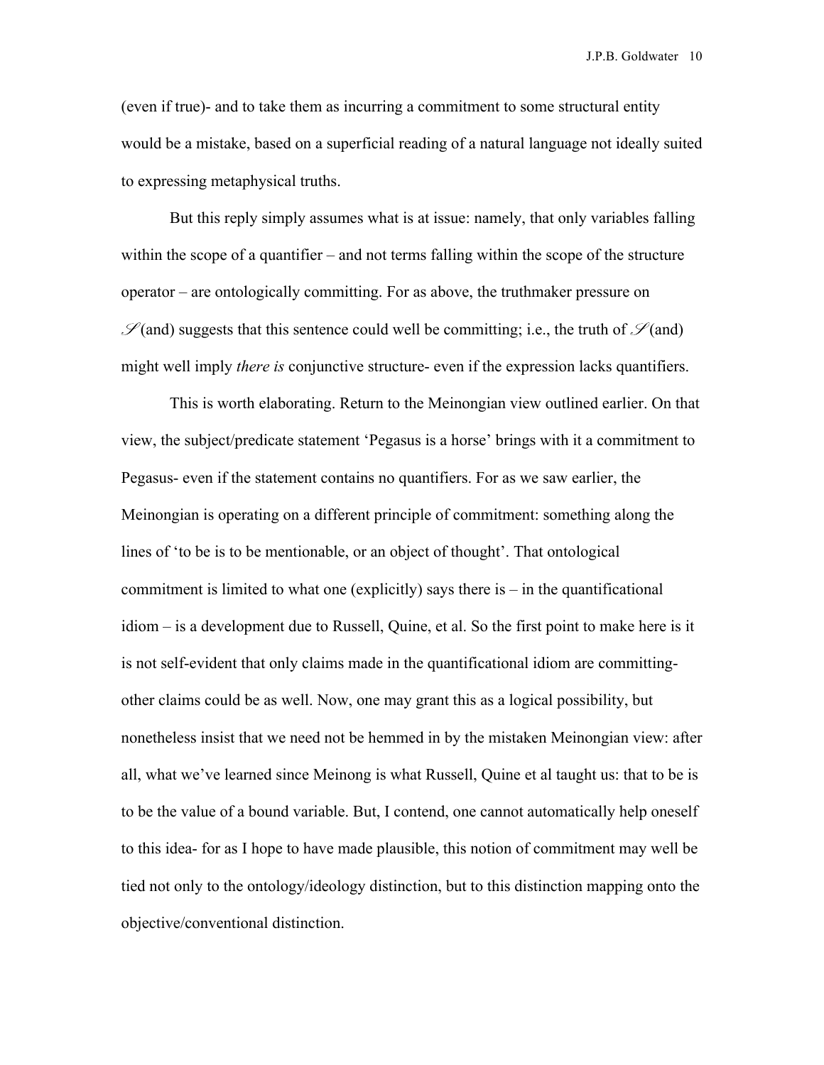(even if true)- and to take them as incurring a commitment to some structural entity would be a mistake, based on a superficial reading of a natural language not ideally suited to expressing metaphysical truths.

But this reply simply assumes what is at issue: namely, that only variables falling within the scope of a quantifier – and not terms falling within the scope of the structure operator – are ontologically committing. For as above, the truthmaker pressure on $\mathscr{S}$(and) suggests that this sentence could well be committing; i.e., the truth of $\mathscr{S}$(and) might well imply *there is* conjunctive structure- even if the expression lacks quantifiers.

This is worth elaborating. Return to the Meinongian view outlined earlier. On that view, the subject/predicate statement 'Pegasus is a horse' brings with it a commitment to Pegasus- even if the statement contains no quantifiers. For as we saw earlier, the Meinongian is operating on a different principle of commitment: something along the lines of 'to be is to be mentionable, or an object of thought'. That ontological commitment is limited to what one (explicitly) says there is – in the quantificational idiom – is a development due to Russell, Quine, et al. So the first point to make here is it is not self-evident that only claims made in the quantificational idiom are committing- other claims could be as well. Now, one may grant this as a logical possibility, but nonetheless insist that we need not be hemmed in by the mistaken Meinongian view: after all, what we've learned since Meinong is what Russell, Quine et al taught us: that to be is to be the value of a bound variable. But, I contend, one cannot automatically help oneself to this idea- for as I hope to have made plausible, this notion of commitment may well be tied not only to the ontology/ideology distinction, but to this distinction mapping onto the objective/conventional distinction.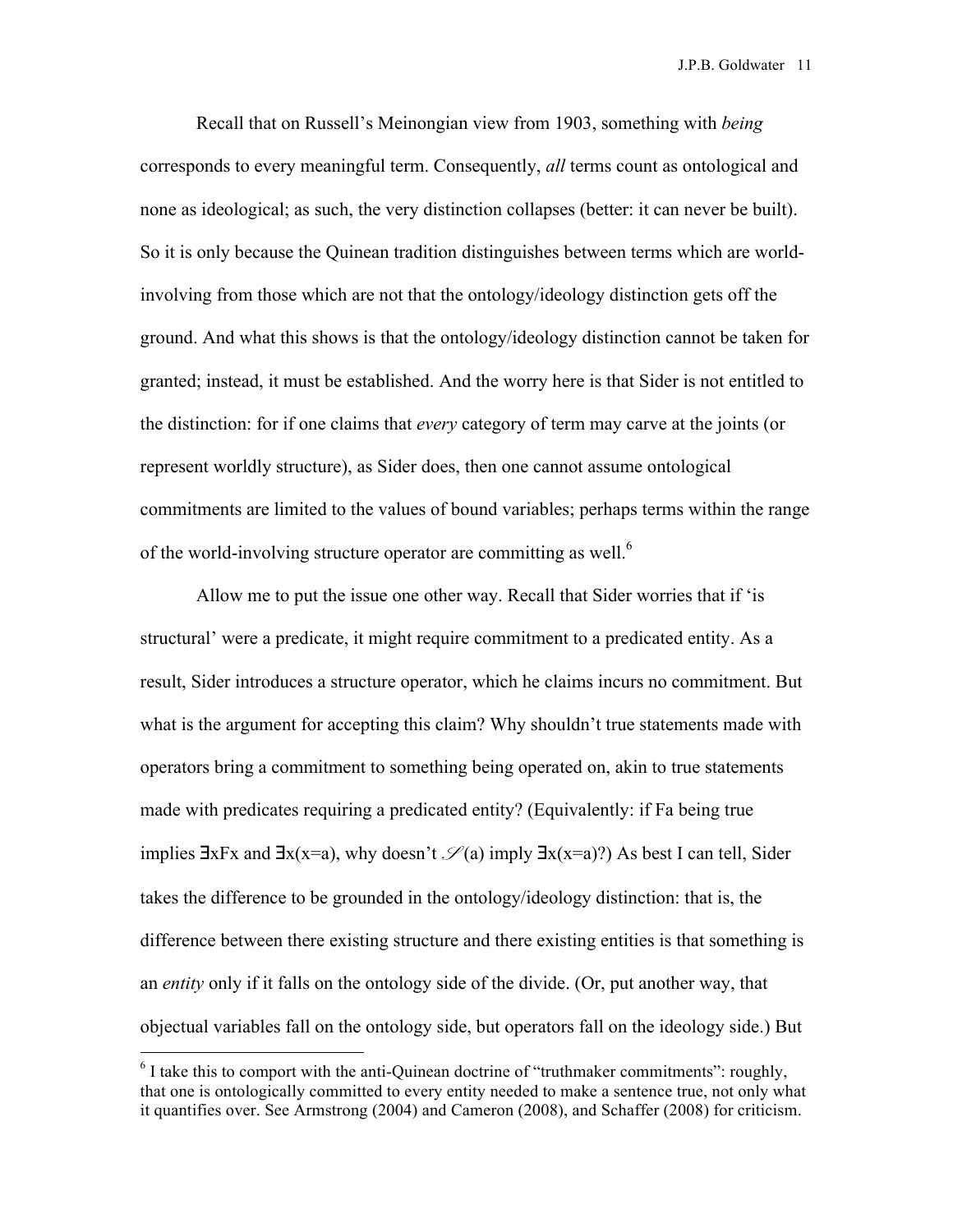Recall that on Russell's Meinongian view from 1903, something with *being* corresponds to every meaningful term. Consequently, *all* terms count as ontological and none as ideological; as such, the very distinction collapses (better: it can never be built). So it is only because the Quinean tradition distinguishes between terms which are world-involving from those which are not that the ontology/ideology distinction gets off the ground. And what this shows is that the ontology/ideology distinction cannot be taken for granted; instead, it must be established. And the worry here is that Sider is not entitled to the distinction: for if one claims that *every* category of term may carve at the joints (or represent worldly structure), as Sider does, then one cannot assume ontological commitments are limited to the values of bound variables; perhaps terms within the range of the world-involving structure operator are committing as well.[6]

Allow me to put the issue one other way. Recall that Sider worries that if 'is structural' were a predicate, it might require commitment to a predicated entity. As a result, Sider introduces a structure operator, which he claims incurs no commitment. But what is the argument for accepting this claim? Why shouldn't true statements made with operators bring a commitment to something being operated on, akin to true statements made with predicates requiring a predicated entity? (Equivalently: if Fa being true implies $\exists xFx$ and $\exists x(x=a)$, why doesn't $\mathscr{S}(a)$ imply $\exists x(x=a)$?) As best I can tell, Sider takes the difference to be grounded in the ontology/ideology distinction: that is, the difference between there existing structure and there existing entities is that something is an *entity* only if it falls on the ontology side of the divide. (Or, put another way, that objectual variables fall on the ontology side, but operators fall on the ideology side.) But

[6] I take this to comport with the anti-Quinean doctrine of "truthmaker commitments": roughly, that one is ontologically committed to every entity needed to make a sentence true, not only what it quantifies over. See Armstrong (2004) and Cameron (2008), and Schaffer (2008) for criticism.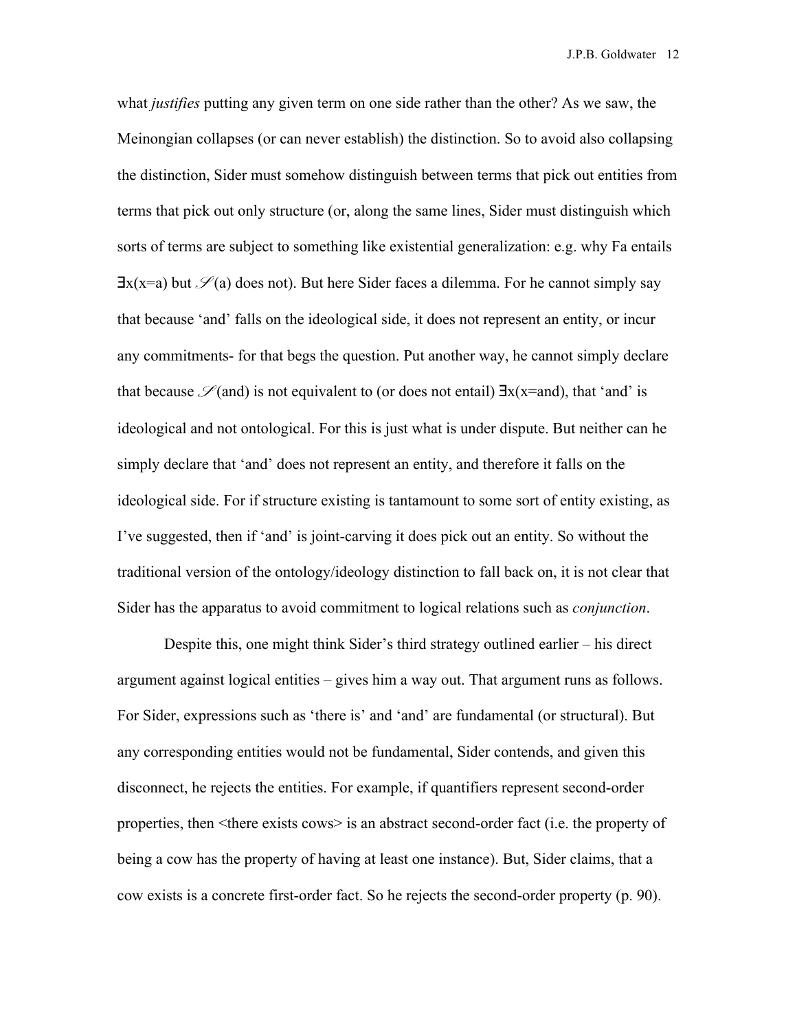what *justifies* putting any given term on one side rather than the other? As we saw, the Meinongian collapses (or can never establish) the distinction. So to avoid also collapsing the distinction, Sider must somehow distinguish between terms that pick out entities from terms that pick out only structure (or, along the same lines, Sider must distinguish which sorts of terms are subject to something like existential generalization: e.g. why Fa entails $\exists x(x=a)$ but $\mathscr{S}(a)$ does not). But here Sider faces a dilemma. For he cannot simply say that because 'and' falls on the ideological side, it does not represent an entity, or incur any commitments- for that begs the question. Put another way, he cannot simply declare that because $\mathscr{S}$(and) is not equivalent to (or does not entail) $\exists x(x=\text{and})$, that 'and' is ideological and not ontological. For this is just what is under dispute. But neither can he simply declare that 'and' does not represent an entity, and therefore it falls on the ideological side. For if structure existing is tantamount to some sort of entity existing, as I've suggested, then if 'and' is joint-carving it does pick out an entity. So without the traditional version of the ontology/ideology distinction to fall back on, it is not clear that Sider has the apparatus to avoid commitment to logical relations such as *conjunction*.

Despite this, one might think Sider's third strategy outlined earlier – his direct argument against logical entities – gives him a way out. That argument runs as follows. For Sider, expressions such as 'there is' and 'and' are fundamental (or structural). But any corresponding entities would not be fundamental, Sider contends, and given this disconnect, he rejects the entities. For example, if quantifiers represent second-order properties, then <there exists cows> is an abstract second-order fact (i.e. the property of being a cow has the property of having at least one instance). But, Sider claims, that a cow exists is a concrete first-order fact. So he rejects the second-order property (p. 90).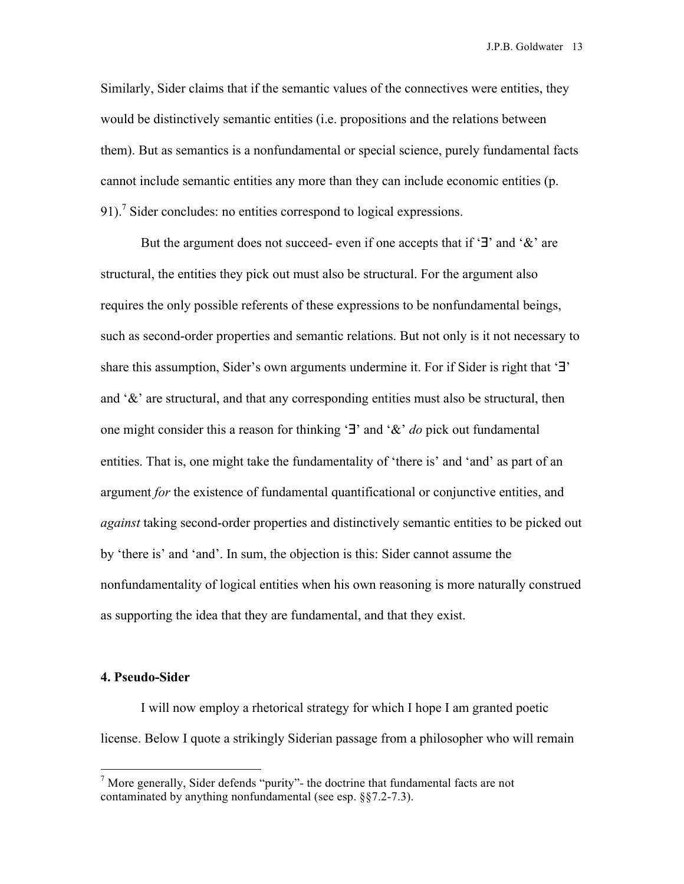Similarly, Sider claims that if the semantic values of the connectives were entities, they would be distinctively semantic entities (i.e. propositions and the relations between them). But as semantics is a nonfundamental or special science, purely fundamental facts cannot include semantic entities any more than they can include economic entities (p. 91).[7] Sider concludes: no entities correspond to logical expressions.

But the argument does not succeed- even if one accepts that if '∃' and '&' are structural, the entities they pick out must also be structural. For the argument also requires the only possible referents of these expressions to be nonfundamental beings, such as second-order properties and semantic relations. But not only is it not necessary to share this assumption, Sider's own arguments undermine it. For if Sider is right that '∃' and '&' are structural, and that any corresponding entities must also be structural, then one might consider this a reason for thinking '∃' and '&' *do* pick out fundamental entities. That is, one might take the fundamentality of 'there is' and 'and' as part of an argument *for* the existence of fundamental quantificational or conjunctive entities, and *against* taking second-order properties and distinctively semantic entities to be picked out by 'there is' and 'and'. In sum, the objection is this: Sider cannot assume the nonfundamentality of logical entities when his own reasoning is more naturally construed as supporting the idea that they are fundamental, and that they exist.

## 4. Pseudo-Sider

I will now employ a rhetorical strategy for which I hope I am granted poetic license. Below I quote a strikingly Siderian passage from a philosopher who will remain

[7] More generally, Sider defends "purity"- the doctrine that fundamental facts are not contaminated by anything nonfundamental (see esp. §§7.2-7.3).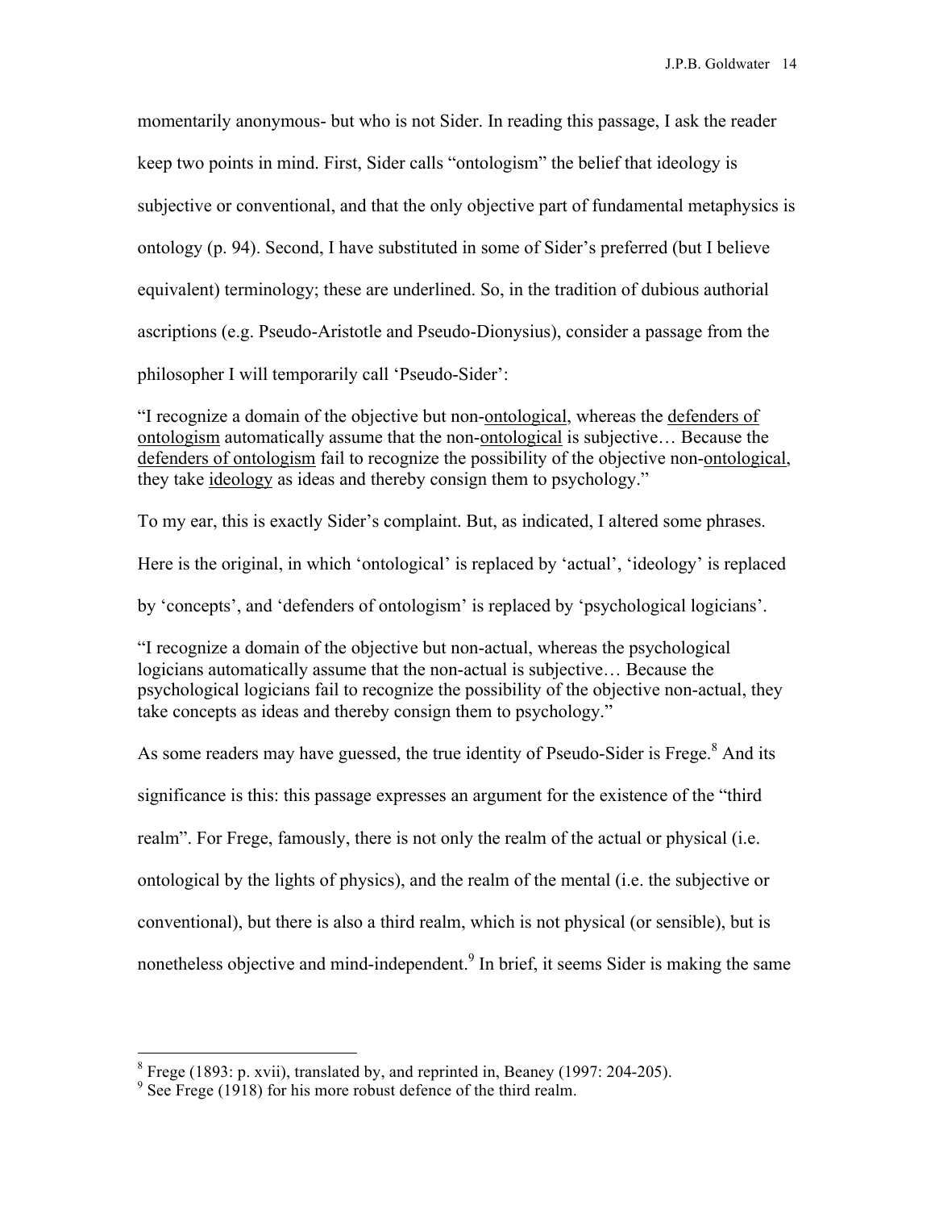momentarily anonymous- but who is not Sider. In reading this passage, I ask the reader keep two points in mind. First, Sider calls "ontologism" the belief that ideology is subjective or conventional, and that the only objective part of fundamental metaphysics is ontology (p. 94). Second, I have substituted in some of Sider's preferred (but I believe equivalent) terminology; these are underlined. So, in the tradition of dubious authorial ascriptions (e.g. Pseudo-Aristotle and Pseudo-Dionysius), consider a passage from the philosopher I will temporarily call 'Pseudo-Sider':

"I recognize a domain of the objective but non-<u>ontological</u>, whereas the <u>defenders of ontologism</u> automatically assume that the non-<u>ontological</u> is subjective… Because the <u>defenders of ontologism</u> fail to recognize the possibility of the objective non-<u>ontological</u>, they take <u>ideology</u> as ideas and thereby consign them to psychology."

To my ear, this is exactly Sider's complaint. But, as indicated, I altered some phrases. Here is the original, in which 'ontological' is replaced by 'actual', 'ideology' is replaced by 'concepts', and 'defenders of ontologism' is replaced by 'psychological logicians'.

"I recognize a domain of the objective but non-actual, whereas the psychological logicians automatically assume that the non-actual is subjective… Because the psychological logicians fail to recognize the possibility of the objective non-actual, they take concepts as ideas and thereby consign them to psychology."

As some readers may have guessed, the true identity of Pseudo-Sider is Frege.[8] And its significance is this: this passage expresses an argument for the existence of the "third realm". For Frege, famously, there is not only the realm of the actual or physical (i.e. ontological by the lights of physics), and the realm of the mental (i.e. the subjective or conventional), but there is also a third realm, which is not physical (or sensible), but is nonetheless objective and mind-independent.[9] In brief, it seems Sider is making the same

---

[8] Frege (1893: p. xvii), translated by, and reprinted in, Beaney (1997: 204-205).

[9] See Frege (1918) for his more robust defence of the third realm.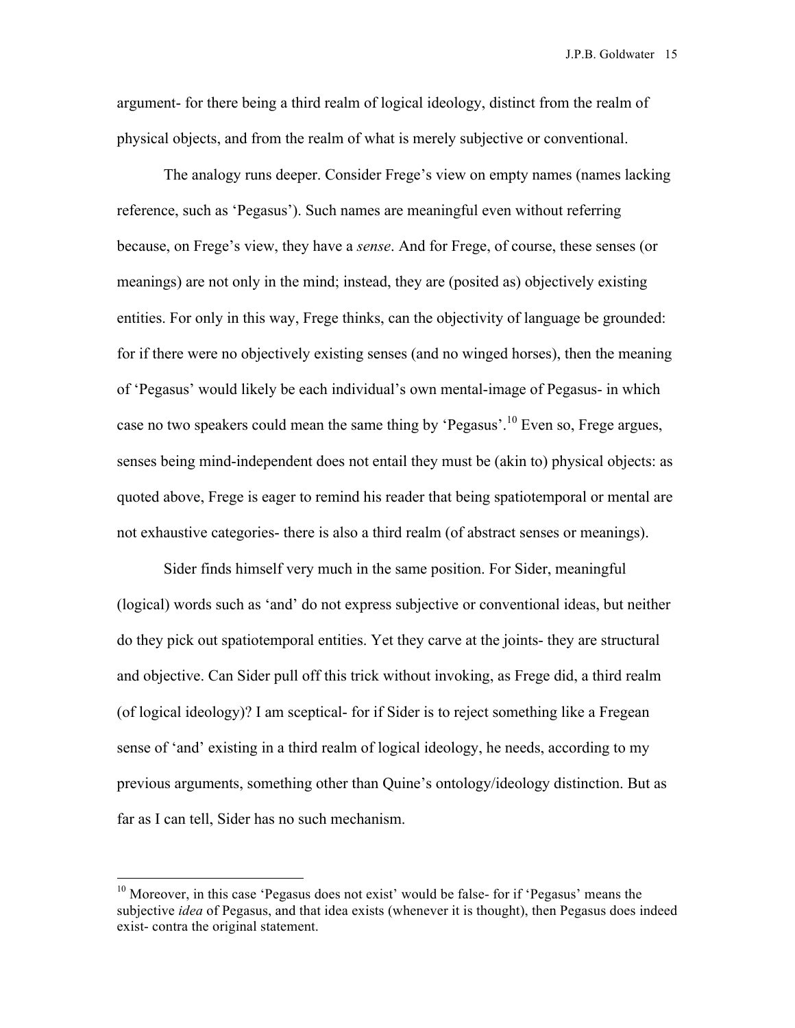argument- for there being a third realm of logical ideology, distinct from the realm of physical objects, and from the realm of what is merely subjective or conventional.

The analogy runs deeper. Consider Frege's view on empty names (names lacking reference, such as 'Pegasus'). Such names are meaningful even without referring because, on Frege's view, they have a *sense*. And for Frege, of course, these senses (or meanings) are not only in the mind; instead, they are (posited as) objectively existing entities. For only in this way, Frege thinks, can the objectivity of language be grounded: for if there were no objectively existing senses (and no winged horses), then the meaning of 'Pegasus' would likely be each individual's own mental-image of Pegasus- in which case no two speakers could mean the same thing by 'Pegasus'.[10] Even so, Frege argues, senses being mind-independent does not entail they must be (akin to) physical objects: as quoted above, Frege is eager to remind his reader that being spatiotemporal or mental are not exhaustive categories- there is also a third realm (of abstract senses or meanings).

Sider finds himself very much in the same position. For Sider, meaningful (logical) words such as 'and' do not express subjective or conventional ideas, but neither do they pick out spatiotemporal entities. Yet they carve at the joints- they are structural and objective. Can Sider pull off this trick without invoking, as Frege did, a third realm (of logical ideology)? I am sceptical- for if Sider is to reject something like a Fregean sense of 'and' existing in a third realm of logical ideology, he needs, according to my previous arguments, something other than Quine's ontology/ideology distinction. But as far as I can tell, Sider has no such mechanism.

---

[10] Moreover, in this case 'Pegasus does not exist' would be false- for if 'Pegasus' means the subjective *idea* of Pegasus, and that idea exists (whenever it is thought), then Pegasus does indeed exist- contra the original statement.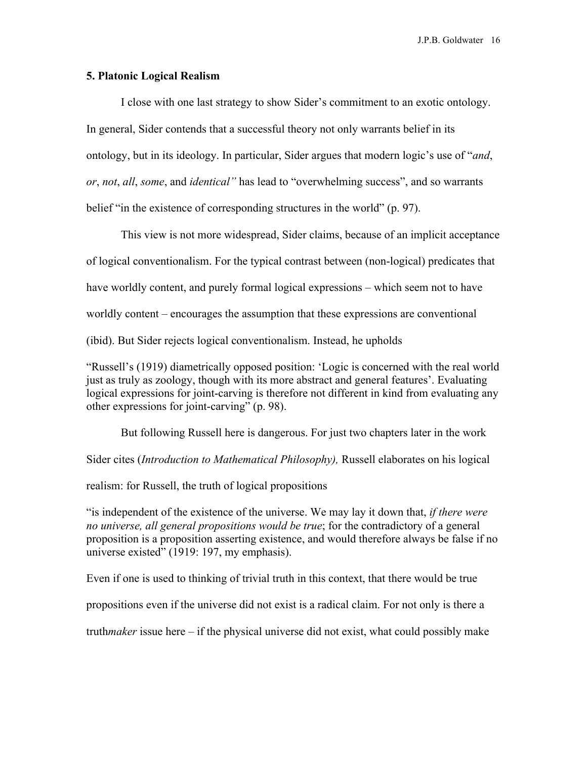### 5. Platonic Logical Realism

I close with one last strategy to show Sider's commitment to an exotic ontology. In general, Sider contends that a successful theory not only warrants belief in its ontology, but in its ideology. In particular, Sider argues that modern logic's use of "*and*, *or*, *not*, *all*, *some*, and *identical"* has lead to "overwhelming success", and so warrants belief "in the existence of corresponding structures in the world" (p. 97).

This view is not more widespread, Sider claims, because of an implicit acceptance of logical conventionalism. For the typical contrast between (non-logical) predicates that have worldly content, and purely formal logical expressions – which seem not to have worldly content – encourages the assumption that these expressions are conventional (ibid). But Sider rejects logical conventionalism. Instead, he upholds

> "Russell's (1919) diametrically opposed position: 'Logic is concerned with the real world just as truly as zoology, though with its more abstract and general features'. Evaluating logical expressions for joint-carving is therefore not different in kind from evaluating any other expressions for joint-carving" (p. 98).

But following Russell here is dangerous. For just two chapters later in the work Sider cites (*Introduction to Mathematical Philosophy),* Russell elaborates on his logical realism: for Russell, the truth of logical propositions

> "is independent of the existence of the universe. We may lay it down that, *if there were no universe, all general propositions would be true*; for the contradictory of a general proposition is a proposition asserting existence, and would therefore always be false if no universe existed" (1919: 197, my emphasis).

Even if one is used to thinking of trivial truth in this context, that there would be true propositions even if the universe did not exist is a radical claim. For not only is there a truth*maker* issue here – if the physical universe did not exist, what could possibly make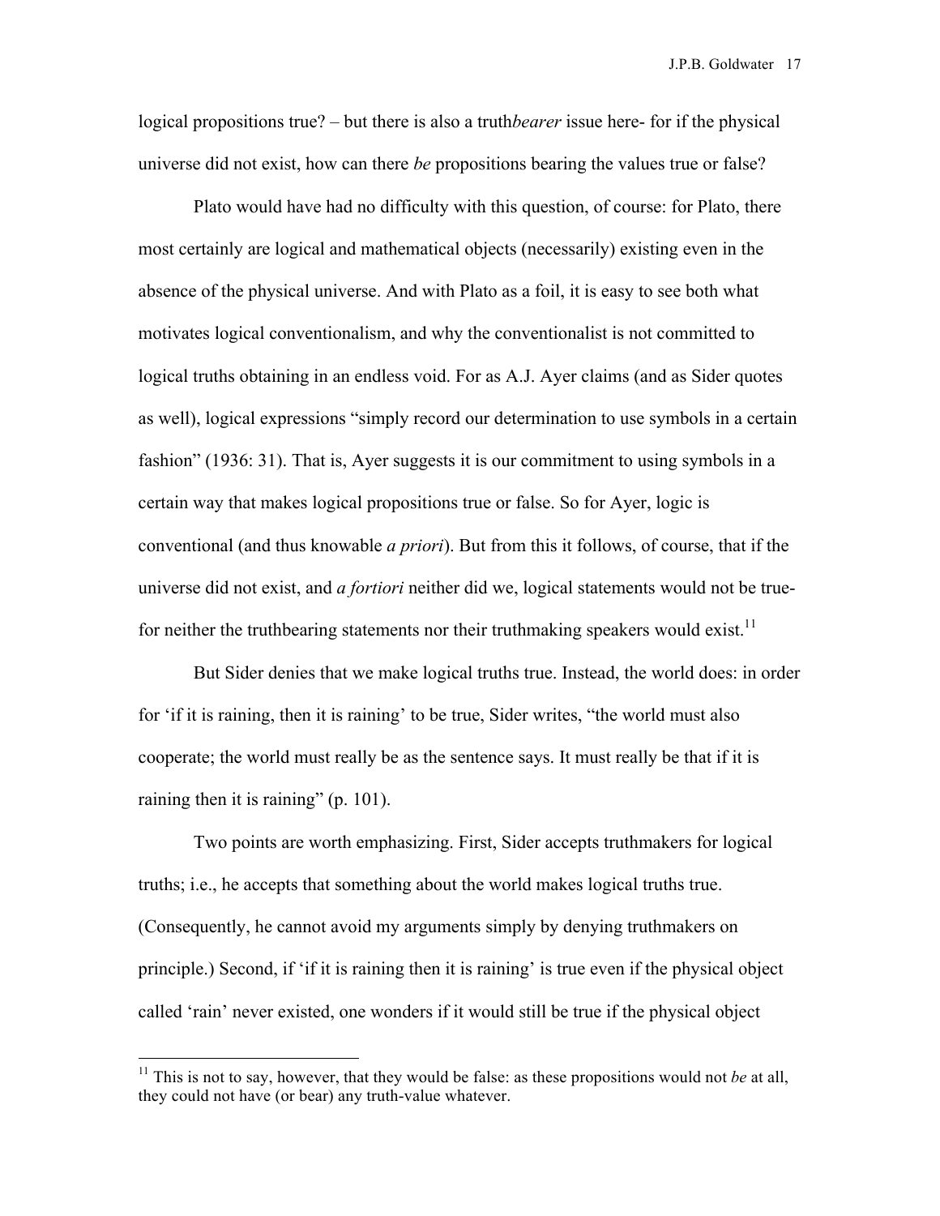logical propositions true? – but there is also a truth*bearer* issue here- for if the physical universe did not exist, how can there *be* propositions bearing the values true or false?

Plato would have had no difficulty with this question, of course: for Plato, there most certainly are logical and mathematical objects (necessarily) existing even in the absence of the physical universe. And with Plato as a foil, it is easy to see both what motivates logical conventionalism, and why the conventionalist is not committed to logical truths obtaining in an endless void. For as A.J. Ayer claims (and as Sider quotes as well), logical expressions "simply record our determination to use symbols in a certain fashion" (1936: 31). That is, Ayer suggests it is our commitment to using symbols in a certain way that makes logical propositions true or false. So for Ayer, logic is conventional (and thus knowable *a priori*). But from this it follows, of course, that if the universe did not exist, and *a fortiori* neither did we, logical statements would not be true- for neither the truthbearing statements nor their truthmaking speakers would exist.[11]

But Sider denies that we make logical truths true. Instead, the world does: in order for 'if it is raining, then it is raining' to be true, Sider writes, "the world must also cooperate; the world must really be as the sentence says. It must really be that if it is raining then it is raining" (p. 101).

Two points are worth emphasizing. First, Sider accepts truthmakers for logical truths; i.e., he accepts that something about the world makes logical truths true. (Consequently, he cannot avoid my arguments simply by denying truthmakers on principle.) Second, if 'if it is raining then it is raining' is true even if the physical object called 'rain' never existed, one wonders if it would still be true if the physical object

---

[11] This is not to say, however, that they would be false: as these propositions would not *be* at all, they could not have (or bear) any truth-value whatever.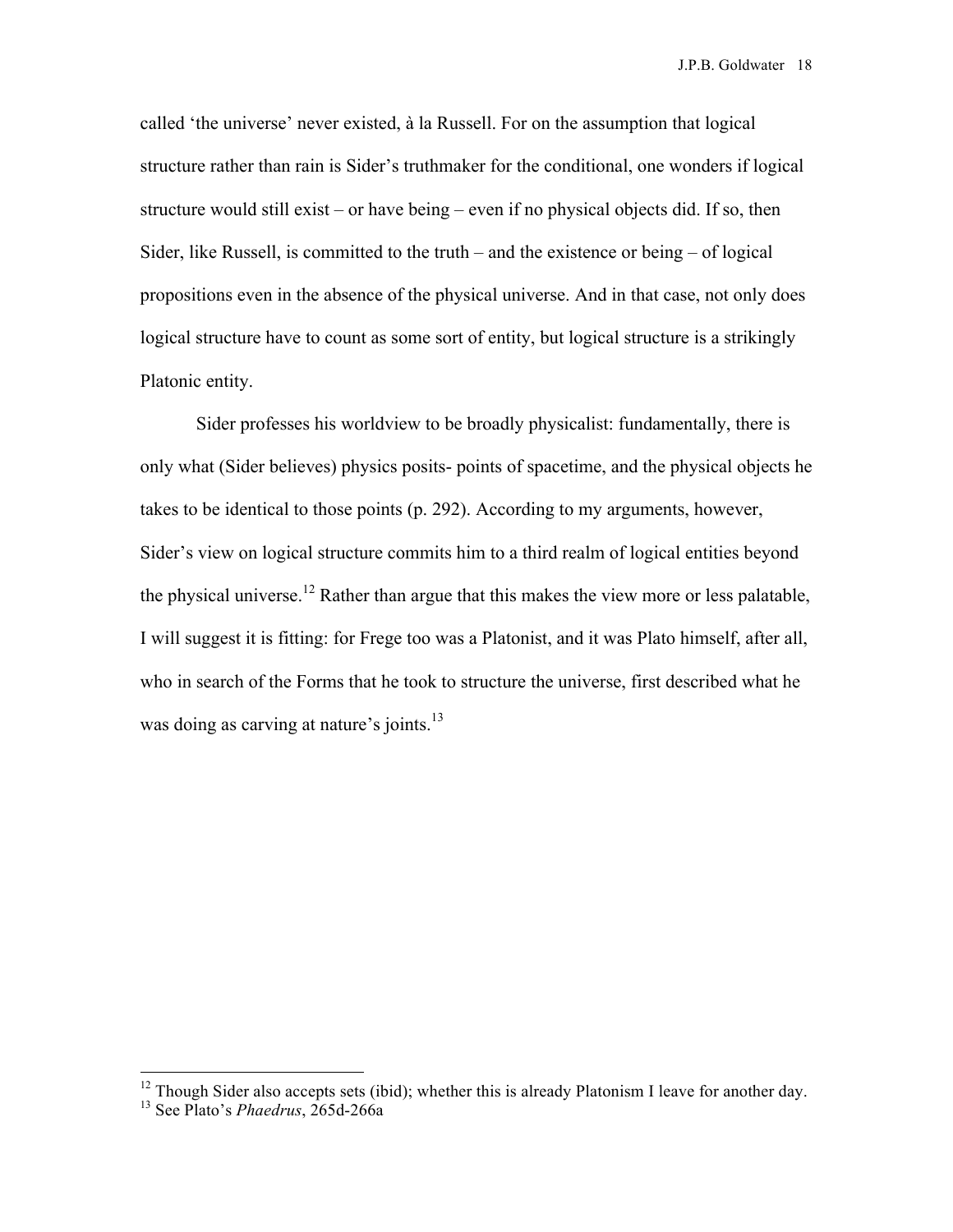called 'the universe' never existed, à la Russell. For on the assumption that logical structure rather than rain is Sider's truthmaker for the conditional, one wonders if logical structure would still exist – or have being – even if no physical objects did. If so, then Sider, like Russell, is committed to the truth – and the existence or being – of logical propositions even in the absence of the physical universe. And in that case, not only does logical structure have to count as some sort of entity, but logical structure is a strikingly Platonic entity.

Sider professes his worldview to be broadly physicalist: fundamentally, there is only what (Sider believes) physics posits- points of spacetime, and the physical objects he takes to be identical to those points (p. 292). According to my arguments, however, Sider's view on logical structure commits him to a third realm of logical entities beyond the physical universe.[12] Rather than argue that this makes the view more or less palatable, I will suggest it is fitting: for Frege too was a Platonist, and it was Plato himself, after all, who in search of the Forms that he took to structure the universe, first described what he was doing as carving at nature's joints.[13]

---

[12] Though Sider also accepts sets (ibid); whether this is already Platonism I leave for another day.

[13] See Plato's *Phaedrus*, 265d-266a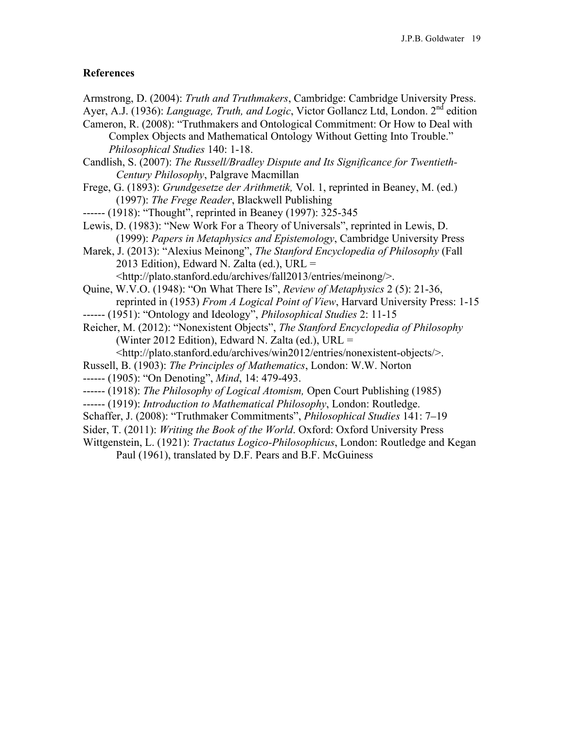## References

Armstrong, D. (2004): *Truth and Truthmakers*, Cambridge: Cambridge University Press.

Ayer, A.J. (1936): *Language, Truth, and Logic*, Victor Gollancz Ltd, London. 2nd edition

Cameron, R. (2008): "Truthmakers and Ontological Commitment: Or How to Deal with Complex Objects and Mathematical Ontology Without Getting Into Trouble." *Philosophical Studies* 140: 1-18.

Candlish, S. (2007): *The Russell/Bradley Dispute and Its Significance for Twentieth-Century Philosophy*, Palgrave Macmillan

Frege, G. (1893): *Grundgesetze der Arithmetik,* Vol. 1, reprinted in Beaney, M. (ed.) (1997): *The Frege Reader*, Blackwell Publishing

------ (1918): "Thought", reprinted in Beaney (1997): 325-345

Lewis, D. (1983): "New Work For a Theory of Universals", reprinted in Lewis, D. (1999): *Papers in Metaphysics and Epistemology*, Cambridge University Press

Marek, J. (2013): "Alexius Meinong", *The Stanford Encyclopedia of Philosophy* (Fall 2013 Edition), Edward N. Zalta (ed.), URL = <http://plato.stanford.edu/archives/fall2013/entries/meinong/>.

Quine, W.V.O. (1948): "On What There Is", *Review of Metaphysics* 2 (5): 21-36, reprinted in (1953) *From A Logical Point of View*, Harvard University Press: 1-15

------ (1951): "Ontology and Ideology", *Philosophical Studies* 2: 11-15

Reicher, M. (2012): "Nonexistent Objects", *The Stanford Encyclopedia of Philosophy* (Winter 2012 Edition), Edward N. Zalta (ed.), URL = <http://plato.stanford.edu/archives/win2012/entries/nonexistent-objects/>.

Russell, B. (1903): *The Principles of Mathematics*, London: W.W. Norton

------ (1905): "On Denoting", *Mind*, 14: 479-493.

------ (1918): *The Philosophy of Logical Atomism,* Open Court Publishing (1985)

------ (1919): *Introduction to Mathematical Philosophy*, London: Routledge.

Schaffer, J. (2008): "Truthmaker Commitments", *Philosophical Studies* 141: 7–19

Sider, T. (2011): *Writing the Book of the World*. Oxford: Oxford University Press

Wittgenstein, L. (1921): *Tractatus Logico-Philosophicus*, London: Routledge and Kegan Paul (1961), translated by D.F. Pears and B.F. McGuiness